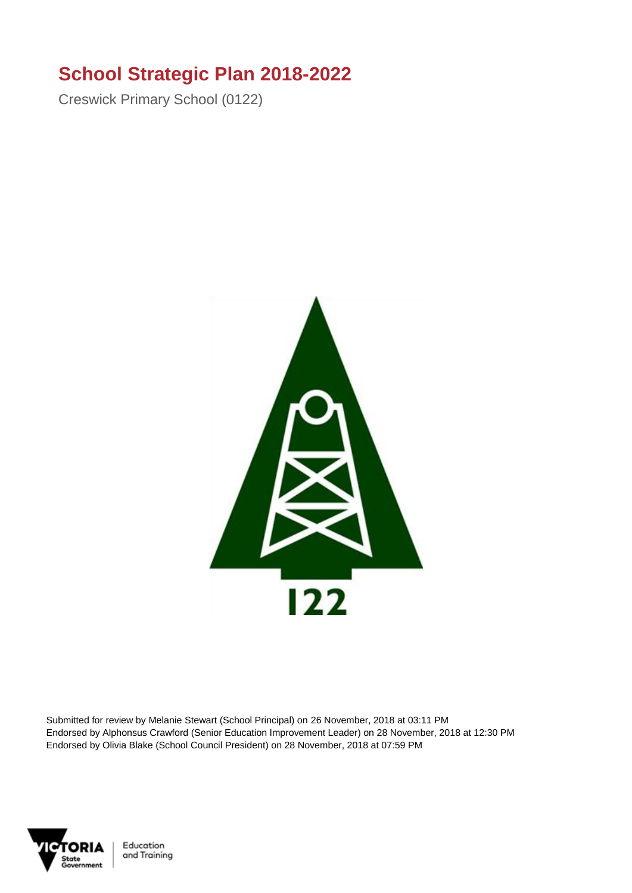# School Strategic Plan 2018-2022

Creswick Primary School (0122)

Submitted for review by Melanie Stewart (School Principal) on 26 November, 2018 at 03:11 PM
Endorsed by Alphonsus Crawford (Senior Education Improvement Leader) on 28 November, 2018 at 12:30 PM
Endorsed by Olivia Blake (School Council President) on 28 November, 2018 at 07:59 PM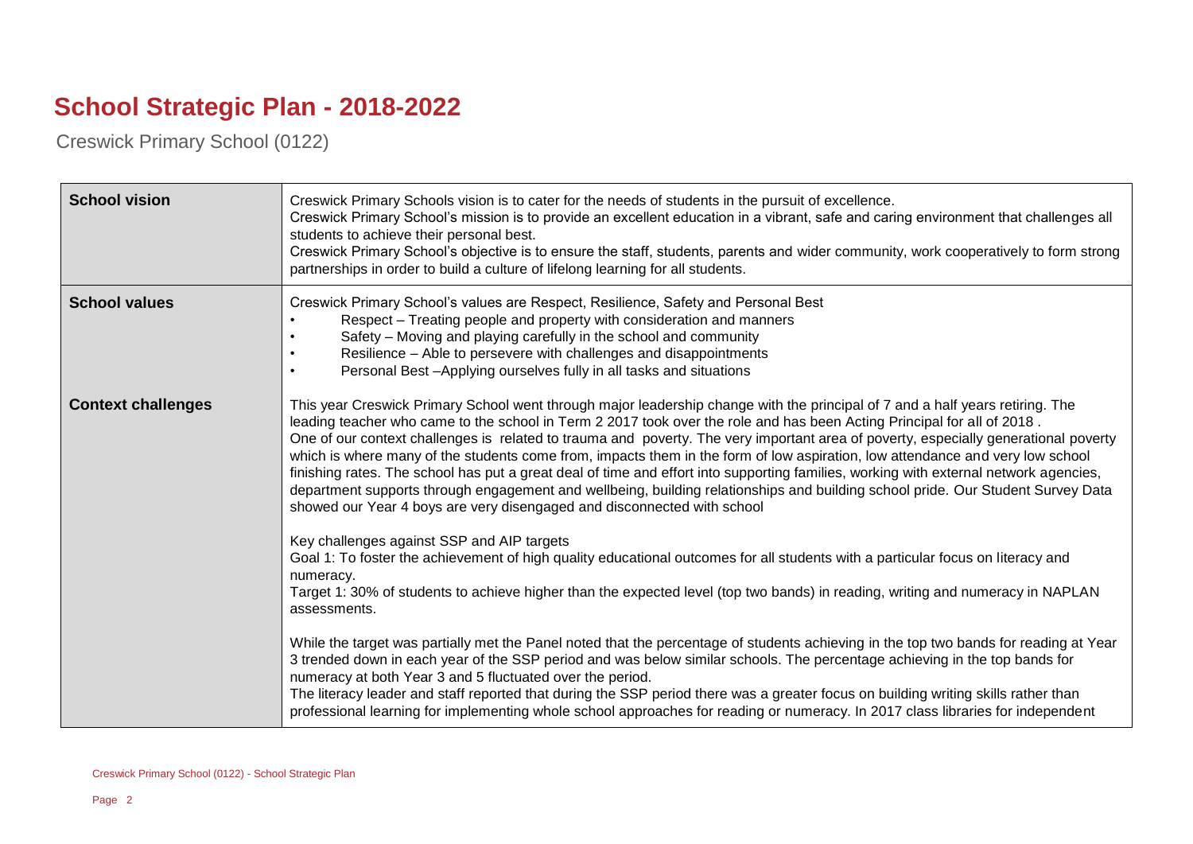# School Strategic Plan - 2018-2022

Creswick Primary School (0122)

| | |
|---|---|
| **School vision** | Creswick Primary Schools vision is to cater for the needs of students in the pursuit of excellence.<br>Creswick Primary School's mission is to provide an excellent education in a vibrant, safe and caring environment that challenges all students to achieve their personal best.<br>Creswick Primary School's objective is to ensure the staff, students, parents and wider community, work cooperatively to form strong partnerships in order to build a culture of lifelong learning for all students. |
| **School values** | Creswick Primary School's values are Respect, Resilience, Safety and Personal Best<br>• Respect – Treating people and property with consideration and manners<br>• Safety – Moving and playing carefully in the school and community<br>• Resilience – Able to persevere with challenges and disappointments<br>• Personal Best –Applying ourselves fully in all tasks and situations |
| **Context challenges** | This year Creswick Primary School went through major leadership change with the principal of 7 and a half years retiring. The leading teacher who came to the school in Term 2 2017 took over the role and has been Acting Principal for all of 2018 .<br>One of our context challenges is related to trauma and poverty. The very important area of poverty, especially generational poverty which is where many of the students come from, impacts them in the form of low aspiration, low attendance and very low school finishing rates. The school has put a great deal of time and effort into supporting families, working with external network agencies, department supports through engagement and wellbeing, building relationships and building school pride. Our Student Survey Data showed our Year 4 boys are very disengaged and disconnected with school<br><br>Key challenges against SSP and AIP targets<br>Goal 1: To foster the achievement of high quality educational outcomes for all students with a particular focus on literacy and numeracy.<br>Target 1: 30% of students to achieve higher than the expected level (top two bands) in reading, writing and numeracy in NAPLAN assessments.<br><br>While the target was partially met the Panel noted that the percentage of students achieving in the top two bands for reading at Year 3 trended down in each year of the SSP period and was below similar schools. The percentage achieving in the top bands for numeracy at both Year 3 and 5 fluctuated over the period.<br>The literacy leader and staff reported that during the SSP period there was a greater focus on building writing skills rather than professional learning for implementing whole school approaches for reading or numeracy. In 2017 class libraries for independent |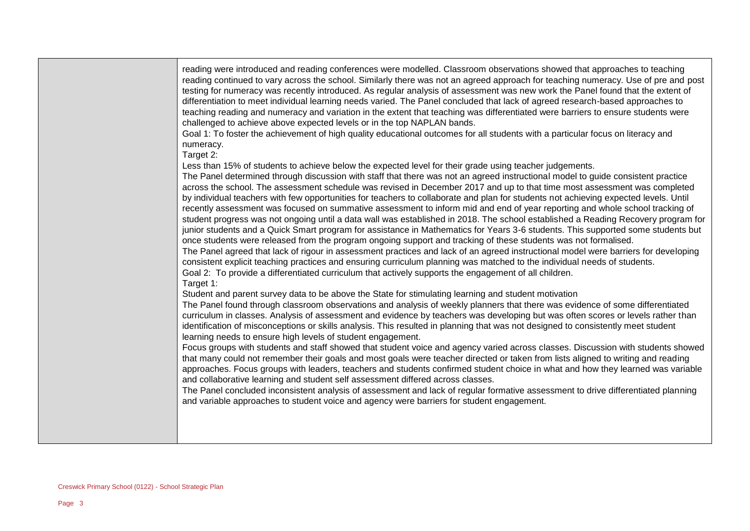reading were introduced and reading conferences were modelled. Classroom observations showed that approaches to teaching reading continued to vary across the school. Similarly there was not an agreed approach for teaching numeracy. Use of pre and post testing for numeracy was recently introduced. As regular analysis of assessment was new work the Panel found that the extent of differentiation to meet individual learning needs varied. The Panel concluded that lack of agreed research-based approaches to teaching reading and numeracy and variation in the extent that teaching was differentiated were barriers to ensure students were challenged to achieve above expected levels or in the top NAPLAN bands.

Goal 1: To foster the achievement of high quality educational outcomes for all students with a particular focus on literacy and numeracy.

Target 2:

Less than 15% of students to achieve below the expected level for their grade using teacher judgements.

The Panel determined through discussion with staff that there was not an agreed instructional model to guide consistent practice across the school. The assessment schedule was revised in December 2017 and up to that time most assessment was completed by individual teachers with few opportunities for teachers to collaborate and plan for students not achieving expected levels. Until recently assessment was focused on summative assessment to inform mid and end of year reporting and whole school tracking of student progress was not ongoing until a data wall was established in 2018. The school established a Reading Recovery program for junior students and a Quick Smart program for assistance in Mathematics for Years 3-6 students. This supported some students but once students were released from the program ongoing support and tracking of these students was not formalised.

The Panel agreed that lack of rigour in assessment practices and lack of an agreed instructional model were barriers for developing consistent explicit teaching practices and ensuring curriculum planning was matched to the individual needs of students.

Goal 2: To provide a differentiated curriculum that actively supports the engagement of all children.

Target 1:

Student and parent survey data to be above the State for stimulating learning and student motivation

The Panel found through classroom observations and analysis of weekly planners that there was evidence of some differentiated curriculum in classes. Analysis of assessment and evidence by teachers was developing but was often scores or levels rather than identification of misconceptions or skills analysis. This resulted in planning that was not designed to consistently meet student learning needs to ensure high levels of student engagement.

Focus groups with students and staff showed that student voice and agency varied across classes. Discussion with students showed that many could not remember their goals and most goals were teacher directed or taken from lists aligned to writing and reading approaches. Focus groups with leaders, teachers and students confirmed student choice in what and how they learned was variable and collaborative learning and student self assessment differed across classes.

The Panel concluded inconsistent analysis of assessment and lack of regular formative assessment to drive differentiated planning and variable approaches to student voice and agency were barriers for student engagement.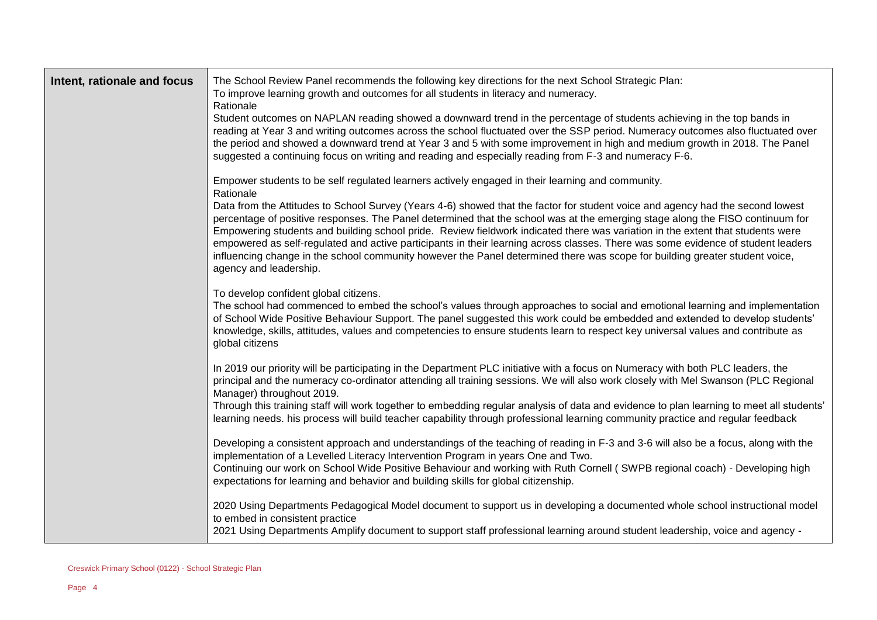| Intent, rationale and focus | The School Review Panel recommends the following key directions for the next School Strategic Plan:<br>To improve learning growth and outcomes for all students in literacy and numeracy.<br>Rationale<br>Student outcomes on NAPLAN reading showed a downward trend in the percentage of students achieving in the top bands in reading at Year 3 and writing outcomes across the school fluctuated over the SSP period. Numeracy outcomes also fluctuated over the period and showed a downward trend at Year 3 and 5 with some improvement in high and medium growth in 2018. The Panel suggested a continuing focus on writing and reading and especially reading from F-3 and numeracy F-6.<br><br>Empower students to be self regulated learners actively engaged in their learning and community.<br>Rationale<br>Data from the Attitudes to School Survey (Years 4-6) showed that the factor for student voice and agency had the second lowest percentage of positive responses. The Panel determined that the school was at the emerging stage along the FISO continuum for Empowering students and building school pride. Review fieldwork indicated there was variation in the extent that students were empowered as self-regulated and active participants in their learning across classes. There was some evidence of student leaders influencing change in the school community however the Panel determined there was scope for building greater student voice, agency and leadership.<br><br>To develop confident global citizens.<br>The school had commenced to embed the school's values through approaches to social and emotional learning and implementation of School Wide Positive Behaviour Support. The panel suggested this work could be embedded and extended to develop students' knowledge, skills, attitudes, values and competencies to ensure students learn to respect key universal values and contribute as global citizens<br><br>In 2019 our priority will be participating in the Department PLC initiative with a focus on Numeracy with both PLC leaders, the principal and the numeracy co-ordinator attending all training sessions. We will also work closely with Mel Swanson (PLC Regional Manager) throughout 2019.<br>Through this training staff will work together to embedding regular analysis of data and evidence to plan learning to meet all students' learning needs. his process will build teacher capability through professional learning community practice and regular feedback<br><br>Developing a consistent approach and understandings of the teaching of reading in F-3 and 3-6 will also be a focus, along with the implementation of a Levelled Literacy Intervention Program in years One and Two.<br>Continuing our work on School Wide Positive Behaviour and working with Ruth Cornell ( SWPB regional coach) - Developing high expectations for learning and behavior and building skills for global citizenship.<br><br>2020 Using Departments Pedagogical Model document to support us in developing a documented whole school instructional model to embed in consistent practice<br>2021 Using Departments Amplify document to support staff professional learning around student leadership, voice and agency - |
|---|---|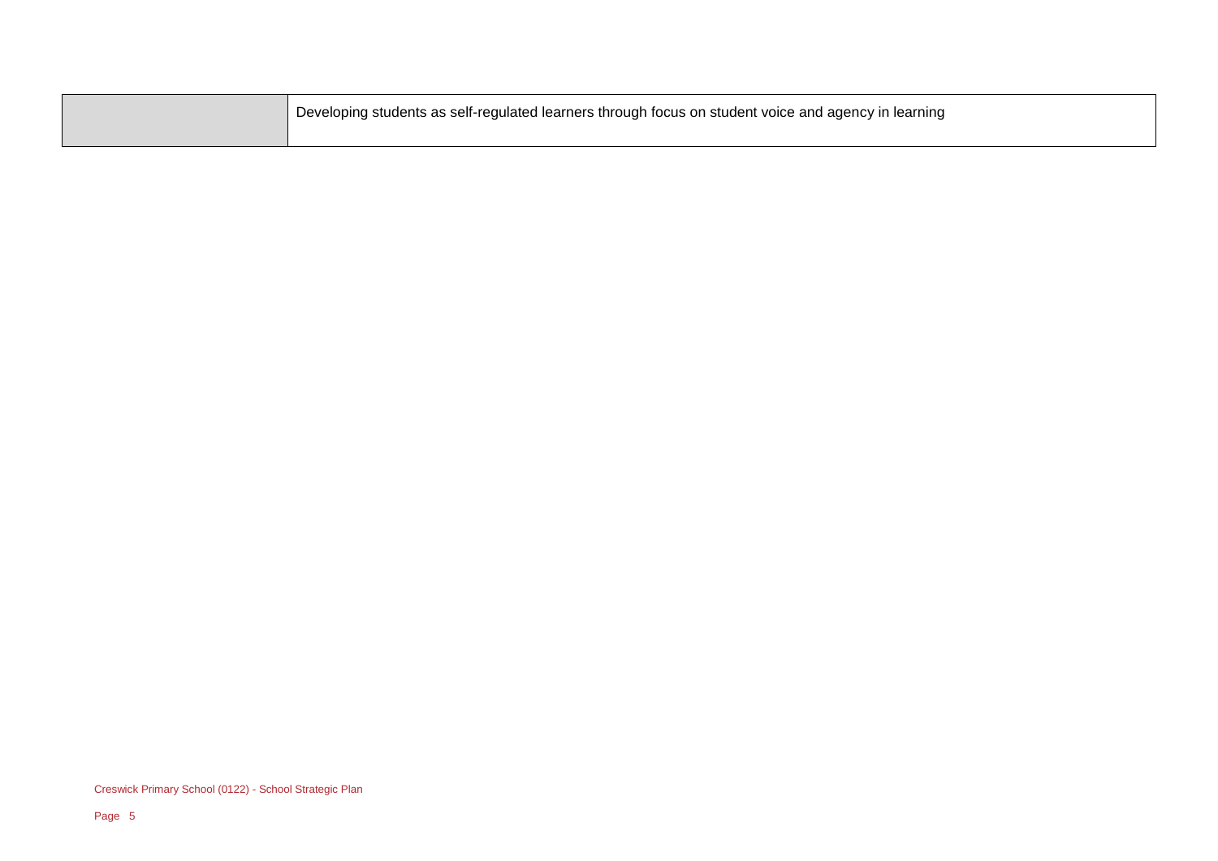| | |
|---|---|
| | Developing students as self-regulated learners through focus on student voice and agency in learning |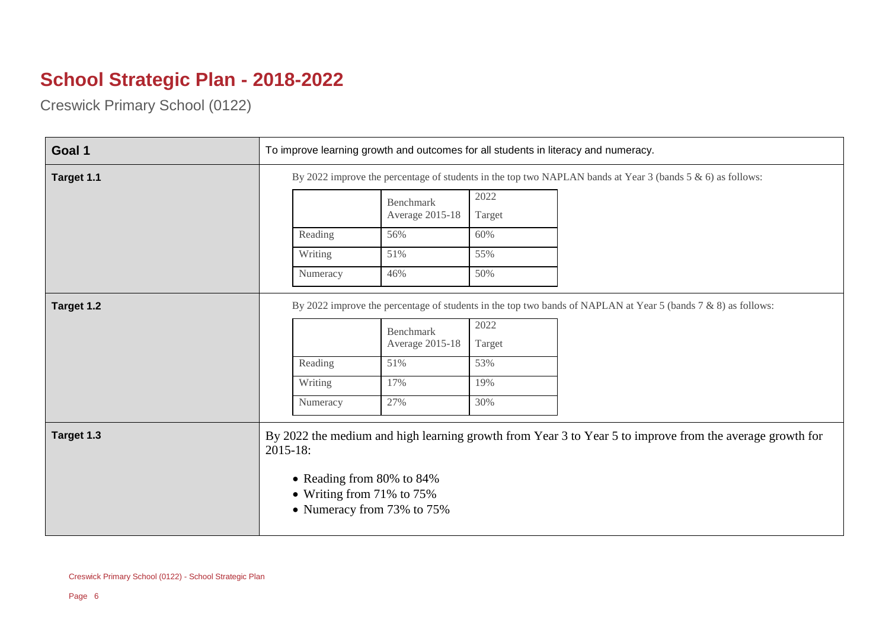# School Strategic Plan - 2018-2022

Creswick Primary School (0122)

| Goal 1 | To improve learning growth and outcomes for all students in literacy and numeracy. |
|---|---|
| Target 1.1 | By 2022 improve the percentage of students in the top two NAPLAN bands at Year 3 (bands 5 & 6) as follows: |
| Target 1.2 | By 2022 improve the percentage of students in the top two bands of NAPLAN at Year 5 (bands 7 & 8) as follows: |
| Target 1.3 | By 2022 the medium and high learning growth from Year 3 to Year 5 to improve from the average growth for 2015-18: Reading from 80% to 84%; Writing from 71% to 75%; Numeracy from 73% to 75% |

**Target 1.1**

By 2022 improve the percentage of students in the top two NAPLAN bands at Year 3 (bands 5 & 6) as follows:

| | Benchmark Average 2015-18 | 2022 Target |
|---|---|---|
| Reading | 56% | 60% |
| Writing | 51% | 55% |
| Numeracy | 46% | 50% |

**Target 1.2**

By 2022 improve the percentage of students in the top two bands of NAPLAN at Year 5 (bands 7 & 8) as follows:

| | Benchmark Average 2015-18 | 2022 Target |
|---|---|---|
| Reading | 51% | 53% |
| Writing | 17% | 19% |
| Numeracy | 27% | 30% |

**Target 1.3**

By 2022 the medium and high learning growth from Year 3 to Year 5 to improve from the average growth for 2015-18:

- Reading from 80% to 84%
- Writing from 71% to 75%
- Numeracy from 73% to 75%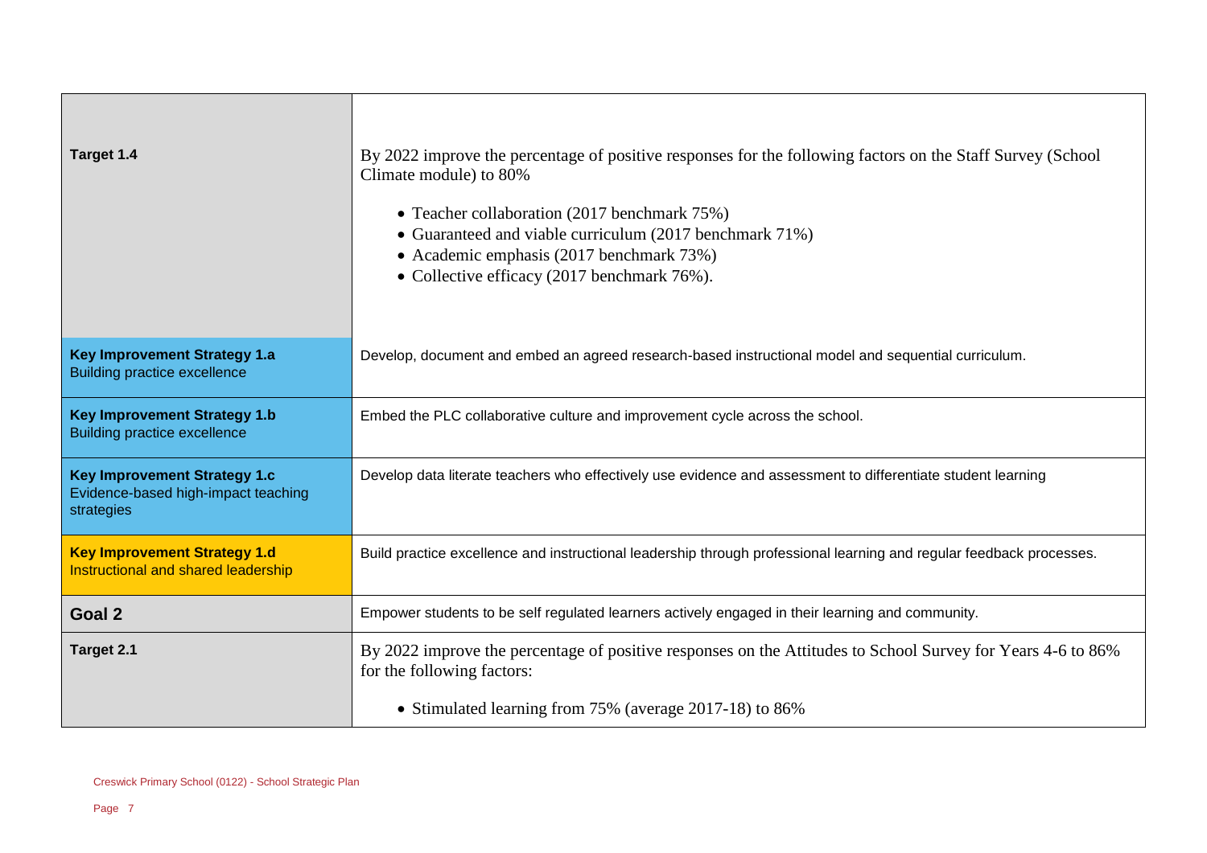| | |
|---|---|
| **Target 1.4** | By 2022 improve the percentage of positive responses for the following factors on the Staff Survey (School Climate module) to 80%<br><br>• Teacher collaboration (2017 benchmark 75%)<br>• Guaranteed and viable curriculum (2017 benchmark 71%)<br>• Academic emphasis (2017 benchmark 73%)<br>• Collective efficacy (2017 benchmark 76%). |
| **Key Improvement Strategy 1.a**<br>Building practice excellence | Develop, document and embed an agreed research-based instructional model and sequential curriculum. |
| **Key Improvement Strategy 1.b**<br>Building practice excellence | Embed the PLC collaborative culture and improvement cycle across the school. |
| **Key Improvement Strategy 1.c**<br>Evidence-based high-impact teaching strategies | Develop data literate teachers who effectively use evidence and assessment to differentiate student learning |
| **Key Improvement Strategy 1.d**<br>Instructional and shared leadership | Build practice excellence and instructional leadership through professional learning and regular feedback processes. |
| **Goal 2** | Empower students to be self regulated learners actively engaged in their learning and community. |
| **Target 2.1** | By 2022 improve the percentage of positive responses on the Attitudes to School Survey for Years 4-6 to 86% for the following factors:<br><br>• Stimulated learning from 75% (average 2017-18) to 86% |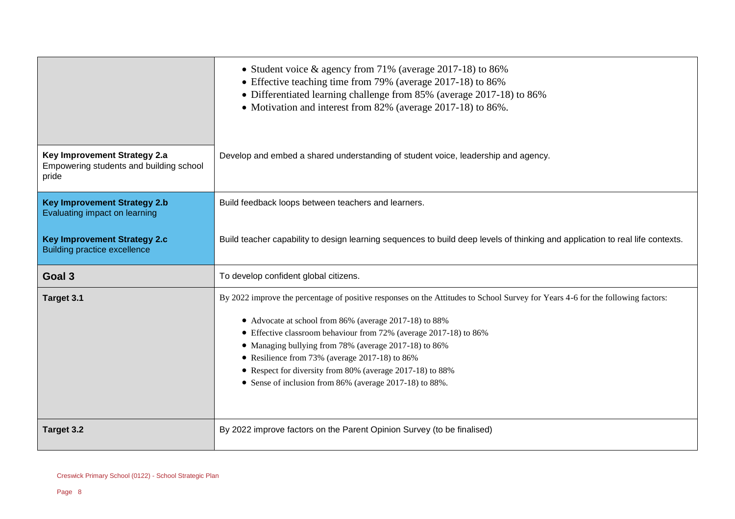| | |
|---|---|
| | • Student voice & agency from 71% (average 2017-18) to 86%<br>• Effective teaching time from 79% (average 2017-18) to 86%<br>• Differentiated learning challenge from 85% (average 2017-18) to 86%<br>• Motivation and interest from 82% (average 2017-18) to 86%. |
| **Key Improvement Strategy 2.a**<br>Empowering students and building school pride | Develop and embed a shared understanding of student voice, leadership and agency. |
| **Key Improvement Strategy 2.b**<br>Evaluating impact on learning | Build feedback loops between teachers and learners. |
| **Key Improvement Strategy 2.c**<br>Building practice excellence | Build teacher capability to design learning sequences to build deep levels of thinking and application to real life contexts. |
| **Goal 3** | To develop confident global citizens. |
| **Target 3.1** | By 2022 improve the percentage of positive responses on the Attitudes to School Survey for Years 4-6 for the following factors:<br><br>• Advocate at school from 86% (average 2017-18) to 88%<br>• Effective classroom behaviour from 72% (average 2017-18) to 86%<br>• Managing bullying from 78% (average 2017-18) to 86%<br>• Resilience from 73% (average 2017-18) to 86%<br>• Respect for diversity from 80% (average 2017-18) to 88%<br>• Sense of inclusion from 86% (average 2017-18) to 88%. |
| **Target 3.2** | By 2022 improve factors on the Parent Opinion Survey (to be finalised) |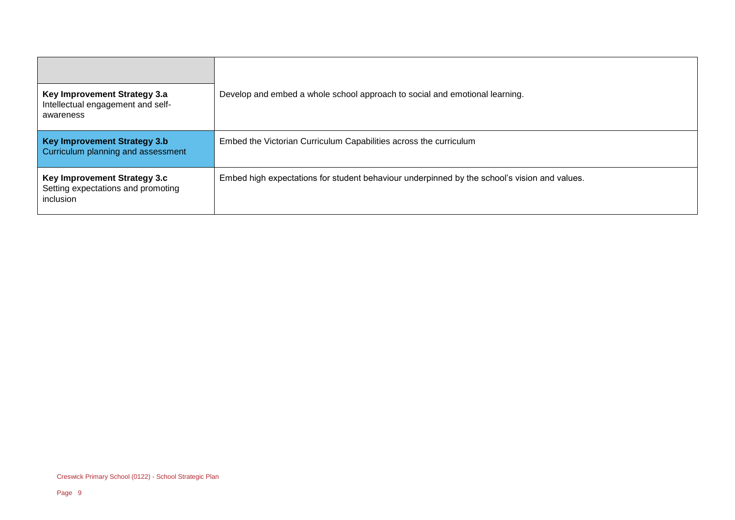| | |
|---|---|
| **Key Improvement Strategy 3.a** Intellectual engagement and self-awareness | Develop and embed a whole school approach to social and emotional learning. |
| **Key Improvement Strategy 3.b** Curriculum planning and assessment | Embed the Victorian Curriculum Capabilities across the curriculum |
| **Key Improvement Strategy 3.c** Setting expectations and promoting inclusion | Embed high expectations for student behaviour underpinned by the school's vision and values. |